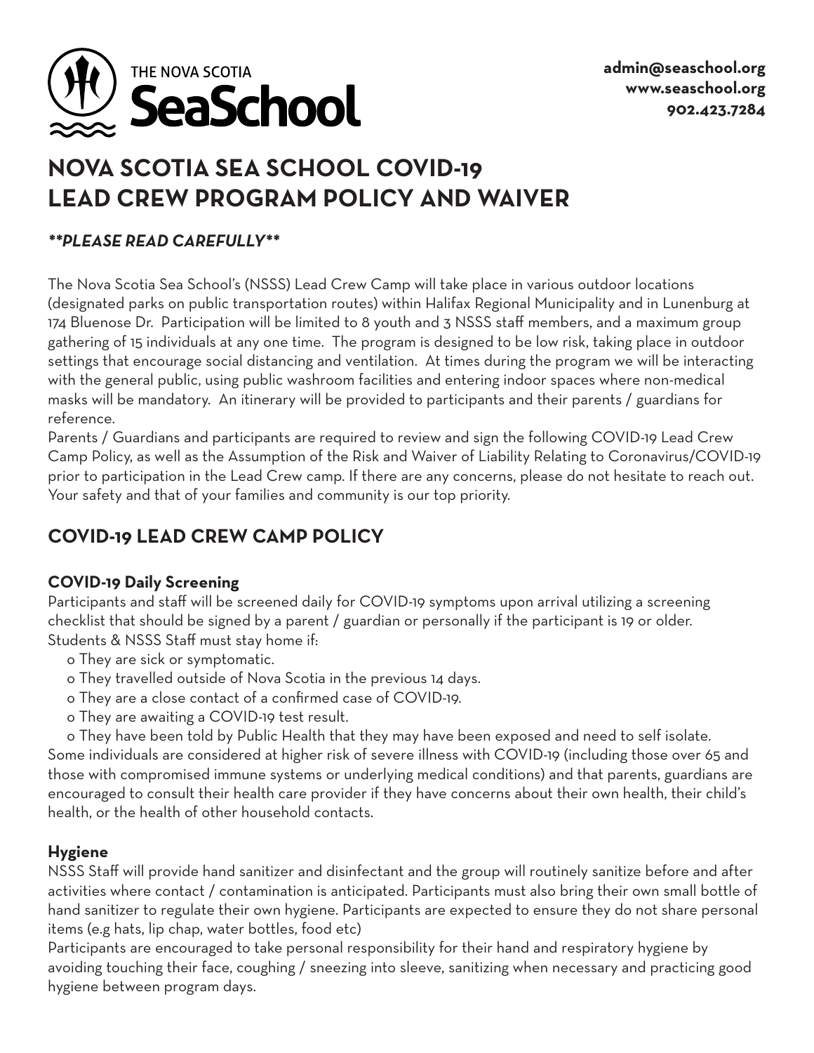THE NOVA SCOTIA
**SeaSchool**

**admin@seaschool.org**
**www.seaschool.org**
**902.423.7284**

# NOVA SCOTIA SEA SCHOOL COVID-19 LEAD CREW PROGRAM POLICY AND WAIVER

***\*\*PLEASE READ CAREFULLY\*\****

The Nova Scotia Sea School's (NSSS) Lead Crew Camp will take place in various outdoor locations (designated parks on public transportation routes) within Halifax Regional Municipality and in Lunenburg at 174 Bluenose Dr. Participation will be limited to 8 youth and 3 NSSS staff members, and a maximum group gathering of 15 individuals at any one time. The program is designed to be low risk, taking place in outdoor settings that encourage social distancing and ventilation. At times during the program we will be interacting with the general public, using public washroom facilities and entering indoor spaces where non-medical masks will be mandatory. An itinerary will be provided to participants and their parents / guardians for reference.

Parents / Guardians and participants are required to review and sign the following COVID-19 Lead Crew Camp Policy, as well as the Assumption of the Risk and Waiver of Liability Relating to Coronavirus/COVID-19 prior to participation in the Lead Crew camp. If there are any concerns, please do not hesitate to reach out. Your safety and that of your families and community is our top priority.

## COVID-19 LEAD CREW CAMP POLICY

### COVID-19 Daily Screening

Participants and staff will be screened daily for COVID-19 symptoms upon arrival utilizing a screening checklist that should be signed by a parent / guardian or personally if the participant is 19 or older. Students & NSSS Staff must stay home if:

- They are sick or symptomatic.
- They travelled outside of Nova Scotia in the previous 14 days.
- They are a close contact of a confirmed case of COVID-19.
- They are awaiting a COVID-19 test result.
- They have been told by Public Health that they may have been exposed and need to self isolate.

Some individuals are considered at higher risk of severe illness with COVID-19 (including those over 65 and those with compromised immune systems or underlying medical conditions) and that parents, guardians are encouraged to consult their health care provider if they have concerns about their own health, their child's health, or the health of other household contacts.

### Hygiene

NSSS Staff will provide hand sanitizer and disinfectant and the group will routinely sanitize before and after activities where contact / contamination is anticipated. Participants must also bring their own small bottle of hand sanitizer to regulate their own hygiene. Participants are expected to ensure they do not share personal items (e.g hats, lip chap, water bottles, food etc)

Participants are encouraged to take personal responsibility for their hand and respiratory hygiene by avoiding touching their face, coughing / sneezing into sleeve, sanitizing when necessary and practicing good hygiene between program days.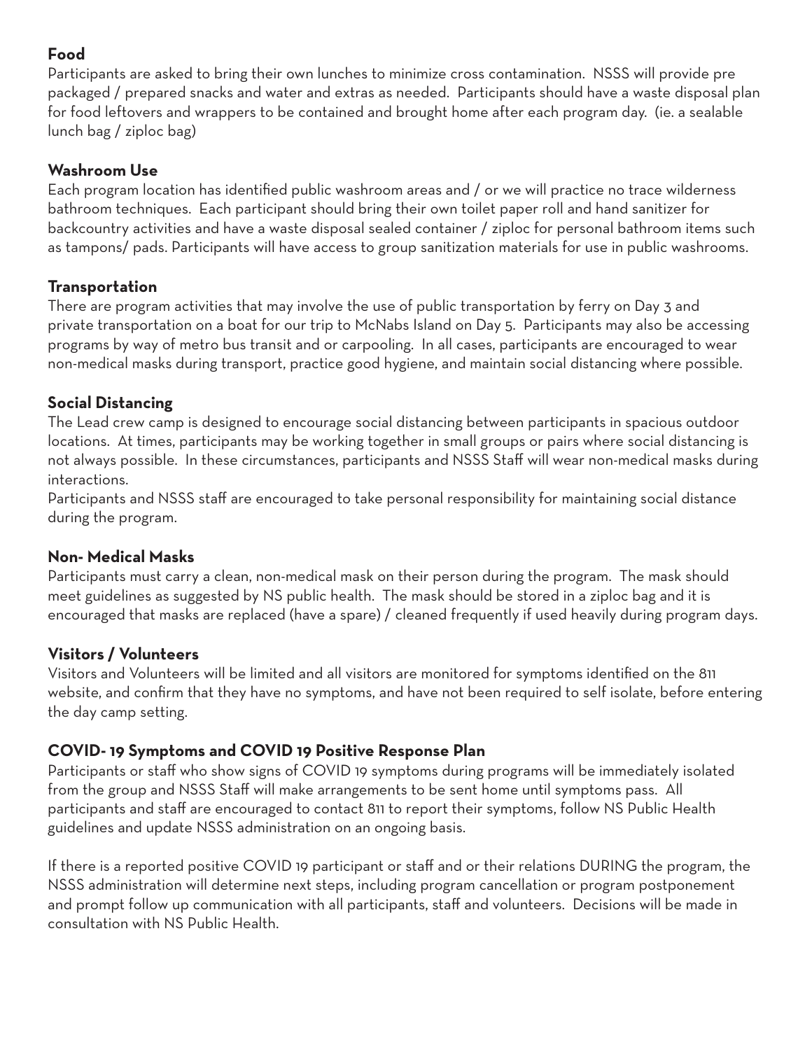## Food

Participants are asked to bring their own lunches to minimize cross contamination. NSSS will provide pre packaged / prepared snacks and water and extras as needed. Participants should have a waste disposal plan for food leftovers and wrappers to be contained and brought home after each program day. (ie. a sealable lunch bag / ziploc bag)

## Washroom Use

Each program location has identified public washroom areas and / or we will practice no trace wilderness bathroom techniques. Each participant should bring their own toilet paper roll and hand sanitizer for backcountry activities and have a waste disposal sealed container / ziploc for personal bathroom items such as tampons/ pads. Participants will have access to group sanitization materials for use in public washrooms.

## Transportation

There are program activities that may involve the use of public transportation by ferry on Day 3 and private transportation on a boat for our trip to McNabs Island on Day 5. Participants may also be accessing programs by way of metro bus transit and or carpooling. In all cases, participants are encouraged to wear non-medical masks during transport, practice good hygiene, and maintain social distancing where possible.

## Social Distancing

The Lead crew camp is designed to encourage social distancing between participants in spacious outdoor locations. At times, participants may be working together in small groups or pairs where social distancing is not always possible. In these circumstances, participants and NSSS Staff will wear non-medical masks during interactions.

Participants and NSSS staff are encouraged to take personal responsibility for maintaining social distance during the program.

## Non- Medical Masks

Participants must carry a clean, non-medical mask on their person during the program. The mask should meet guidelines as suggested by NS public health. The mask should be stored in a ziploc bag and it is encouraged that masks are replaced (have a spare) / cleaned frequently if used heavily during program days.

## Visitors / Volunteers

Visitors and Volunteers will be limited and all visitors are monitored for symptoms identified on the 811 website, and confirm that they have no symptoms, and have not been required to self isolate, before entering the day camp setting.

## COVID- 19 Symptoms and COVID 19 Positive Response Plan

Participants or staff who show signs of COVID 19 symptoms during programs will be immediately isolated from the group and NSSS Staff will make arrangements to be sent home until symptoms pass. All participants and staff are encouraged to contact 811 to report their symptoms, follow NS Public Health guidelines and update NSSS administration on an ongoing basis.

If there is a reported positive COVID 19 participant or staff and or their relations DURING the program, the NSSS administration will determine next steps, including program cancellation or program postponement and prompt follow up communication with all participants, staff and volunteers. Decisions will be made in consultation with NS Public Health.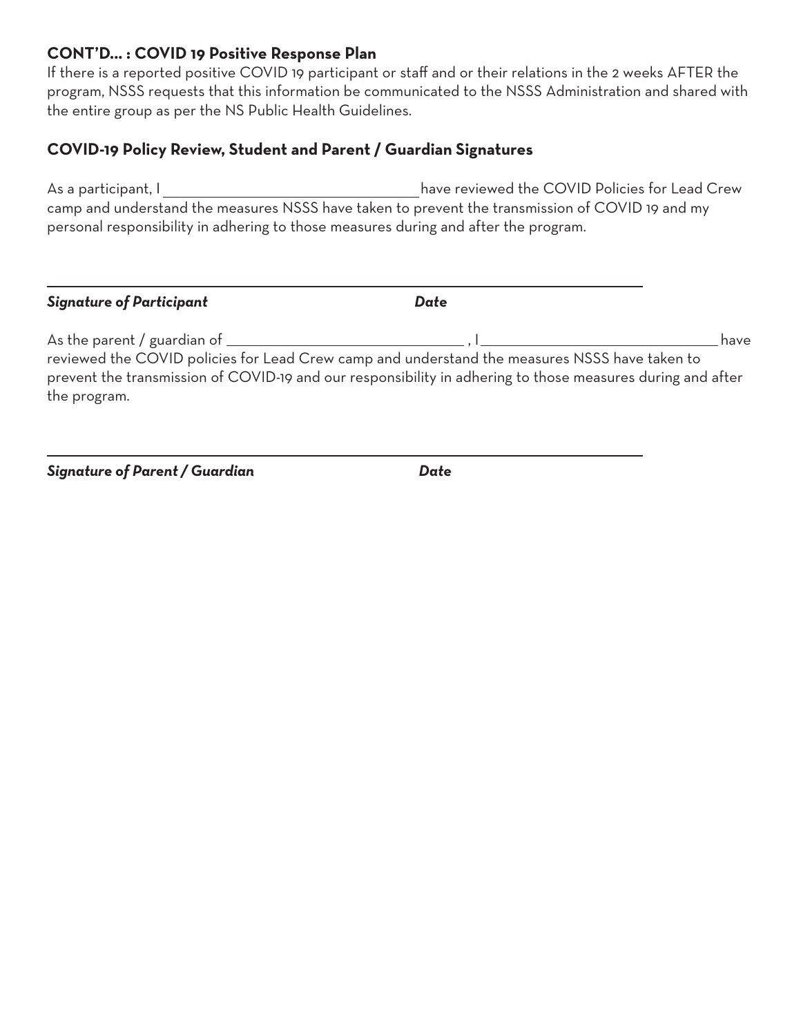## CONT'D... : COVID 19 Positive Response Plan

If there is a reported positive COVID 19 participant or staff and or their relations in the 2 weeks AFTER the program, NSSS requests that this information be communicated to the NSSS Administration and shared with the entire group as per the NS Public Health Guidelines.

## COVID-19 Policy Review, Student and Parent / Guardian Signatures

As a participant, I ________________________________ have reviewed the COVID Policies for Lead Crew camp and understand the measures NSSS have taken to prevent the transmission of COVID 19 and my personal responsibility in adhering to those measures during and after the program.

______________________________________________________________________________

***Signature of Participant*** ***Date***

As the parent / guardian of ______________________________ , I ______________________________ have reviewed the COVID policies for Lead Crew camp and understand the measures NSSS have taken to prevent the transmission of COVID-19 and our responsibility in adhering to those measures during and after the program.

______________________________________________________________________________

***Signature of Parent / Guardian*** ***Date***